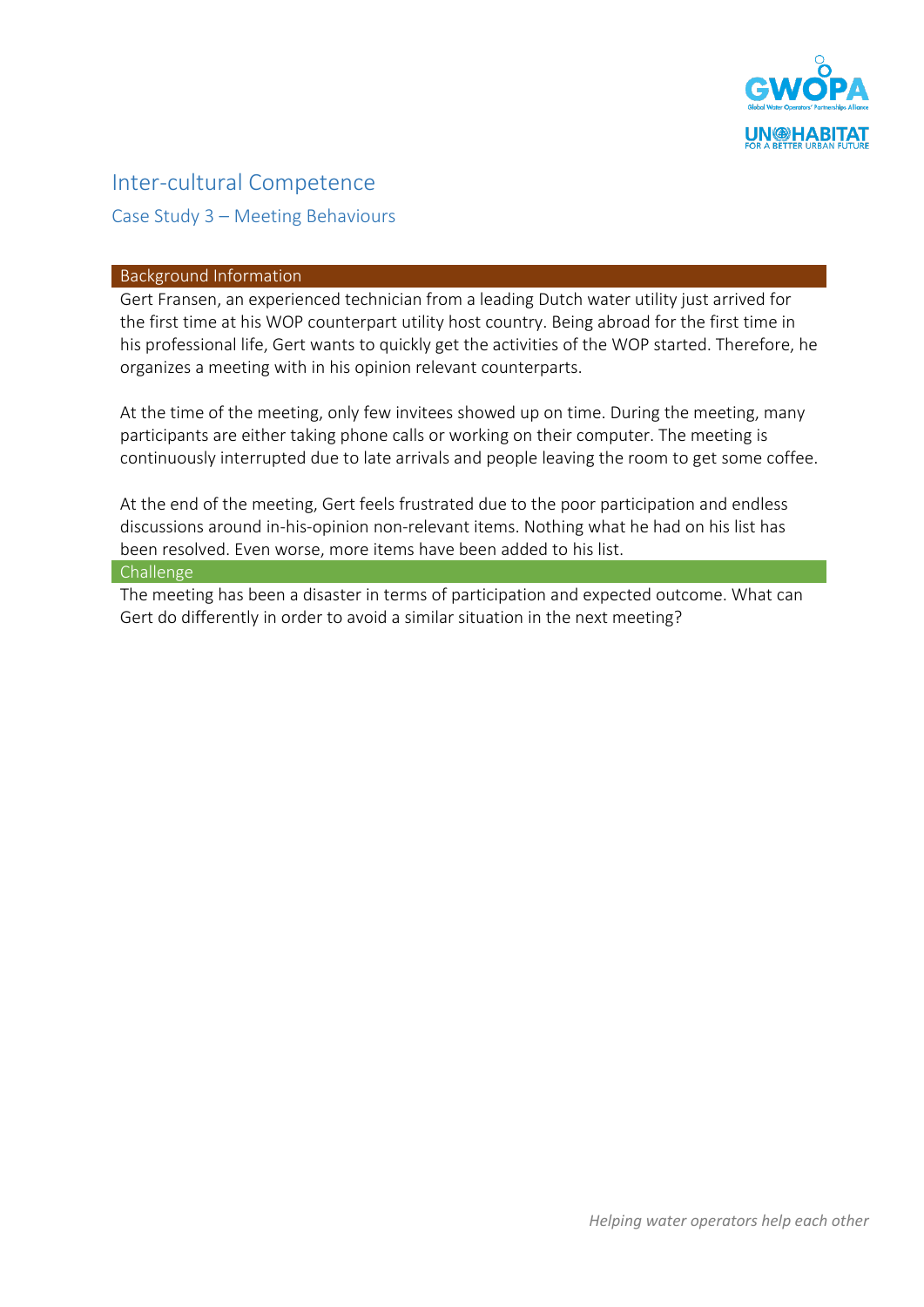# Inter-cultural Competence

## Case Study 3 – Meeting Behaviours

### Background Information

Gert Fransen, an experienced technician from a leading Dutch water utility just arrived for the first time at his WOP counterpart utility host country. Being abroad for the first time in his professional life, Gert wants to quickly get the activities of the WOP started. Therefore, he organizes a meeting with in his opinion relevant counterparts.

At the time of the meeting, only few invitees showed up on time. During the meeting, many participants are either taking phone calls or working on their computer. The meeting is continuously interrupted due to late arrivals and people leaving the room to get some coffee.

At the end of the meeting, Gert feels frustrated due to the poor participation and endless discussions around in-his-opinion non-relevant items. Nothing what he had on his list has been resolved. Even worse, more items have been added to his list.

### Challenge

The meeting has been a disaster in terms of participation and expected outcome. What can Gert do differently in order to avoid a similar situation in the next meeting?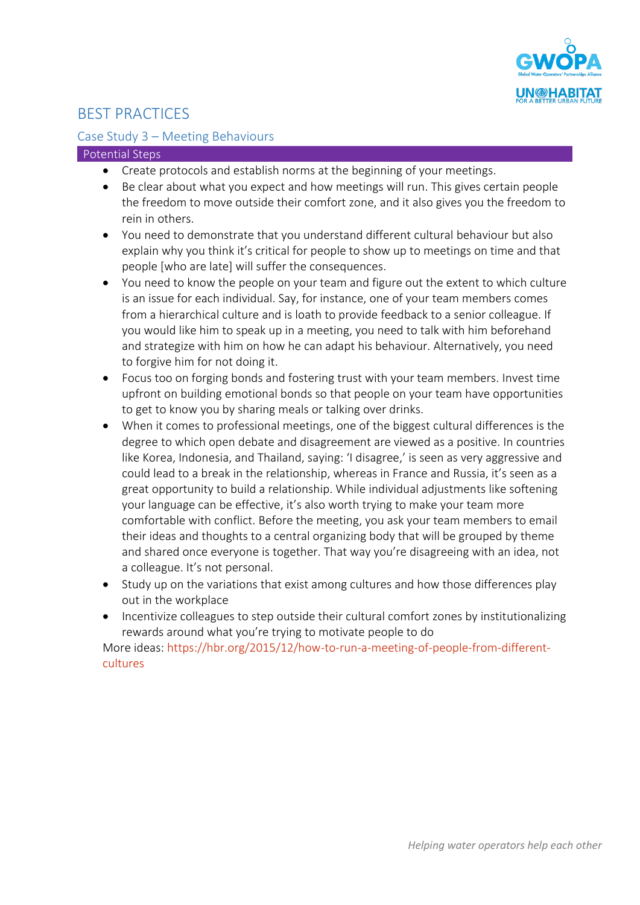# BEST PRACTICES

## Case Study 3 – Meeting Behaviours

### Potential Steps

- Create protocols and establish norms at the beginning of your meetings.
- Be clear about what you expect and how meetings will run. This gives certain people the freedom to move outside their comfort zone, and it also gives you the freedom to rein in others.
- You need to demonstrate that you understand different cultural behaviour but also explain why you think it's critical for people to show up to meetings on time and that people [who are late] will suffer the consequences.
- You need to know the people on your team and figure out the extent to which culture is an issue for each individual. Say, for instance, one of your team members comes from a hierarchical culture and is loath to provide feedback to a senior colleague. If you would like him to speak up in a meeting, you need to talk with him beforehand and strategize with him on how he can adapt his behaviour. Alternatively, you need to forgive him for not doing it.
- Focus too on forging bonds and fostering trust with your team members. Invest time upfront on building emotional bonds so that people on your team have opportunities to get to know you by sharing meals or talking over drinks.
- When it comes to professional meetings, one of the biggest cultural differences is the degree to which open debate and disagreement are viewed as a positive. In countries like Korea, Indonesia, and Thailand, saying: 'I disagree,' is seen as very aggressive and could lead to a break in the relationship, whereas in France and Russia, it's seen as a great opportunity to build a relationship. While individual adjustments like softening your language can be effective, it's also worth trying to make your team more comfortable with conflict. Before the meeting, you ask your team members to email their ideas and thoughts to a central organizing body that will be grouped by theme and shared once everyone is together. That way you're disagreeing with an idea, not a colleague. It's not personal.
- Study up on the variations that exist among cultures and how those differences play out in the workplace
- Incentivize colleagues to step outside their cultural comfort zones by institutionalizing rewards around what you're trying to motivate people to do

More ideas: https://hbr.org/2015/12/how-to-run-a-meeting-of-people-from-different-cultures